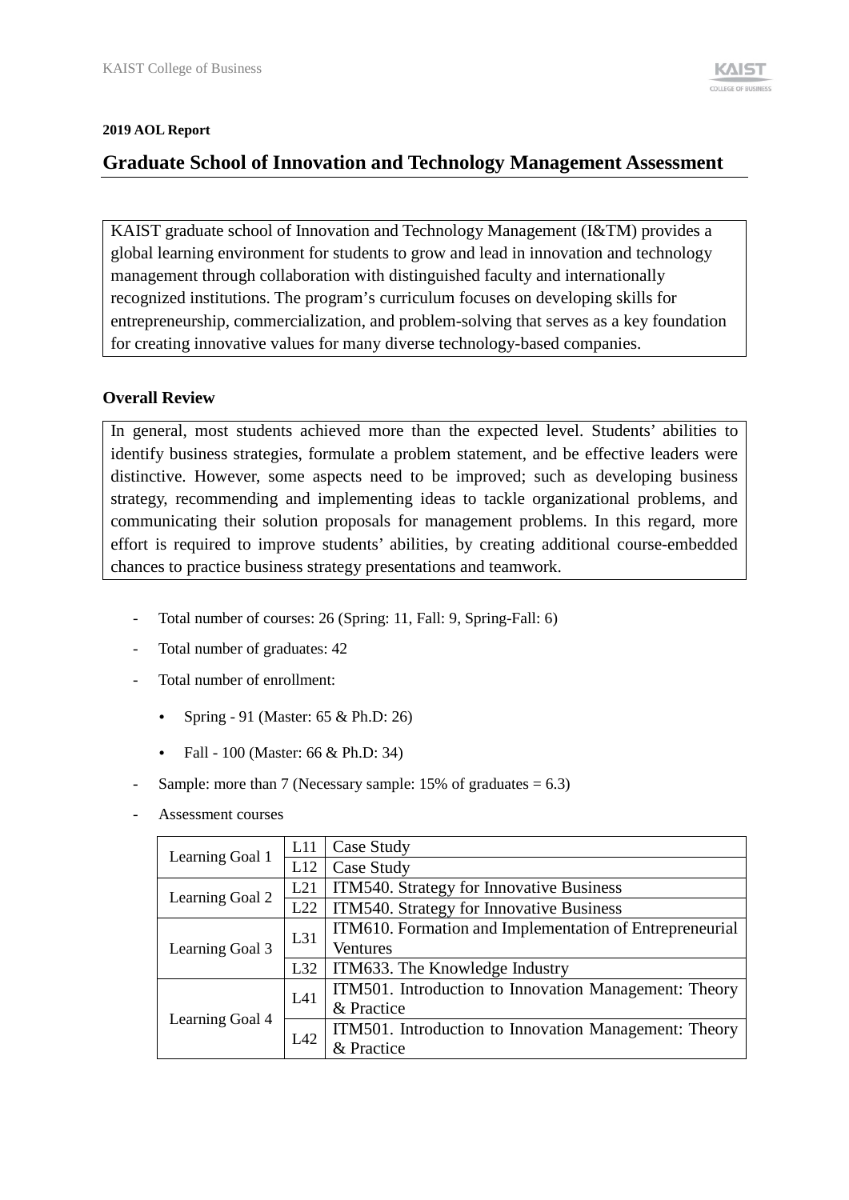**2019 AOL Report**

# Graduate School of Innovation and Technology Management Assessment

KAIST graduate school of Innovation and Technology Management (I&TM) provides a global learning environment for students to grow and lead in innovation and technology management through collaboration with distinguished faculty and internationally recognized institutions. The program's curriculum focuses on developing skills for entrepreneurship, commercialization, and problem-solving that serves as a key foundation for creating innovative values for many diverse technology-based companies.

### Overall Review

In general, most students achieved more than the expected level. Students' abilities to identify business strategies, formulate a problem statement, and be effective leaders were distinctive. However, some aspects need to be improved; such as developing business strategy, recommending and implementing ideas to tackle organizational problems, and communicating their solution proposals for management problems. In this regard, more effort is required to improve students' abilities, by creating additional course-embedded chances to practice business strategy presentations and teamwork.

- Total number of courses: 26 (Spring: 11, Fall: 9, Spring-Fall: 6)
- Total number of graduates: 42
- Total number of enrollment:
  - Spring - 91 (Master: 65 & Ph.D: 26)
  - Fall - 100 (Master: 66 & Ph.D: 34)
- Sample: more than 7 (Necessary sample: 15% of graduates = 6.3)
- Assessment courses

| | | |
|---|---|---|
| Learning Goal 1 | L11 | Case Study |
| | L12 | Case Study |
| Learning Goal 2 | L21 | ITM540. Strategy for Innovative Business |
| | L22 | ITM540. Strategy for Innovative Business |
| Learning Goal 3 | L31 | ITM610. Formation and Implementation of Entrepreneurial Ventures |
| | L32 | ITM633. The Knowledge Industry |
| Learning Goal 4 | L41 | ITM501. Introduction to Innovation Management: Theory & Practice |
| | L42 | ITM501. Introduction to Innovation Management: Theory & Practice |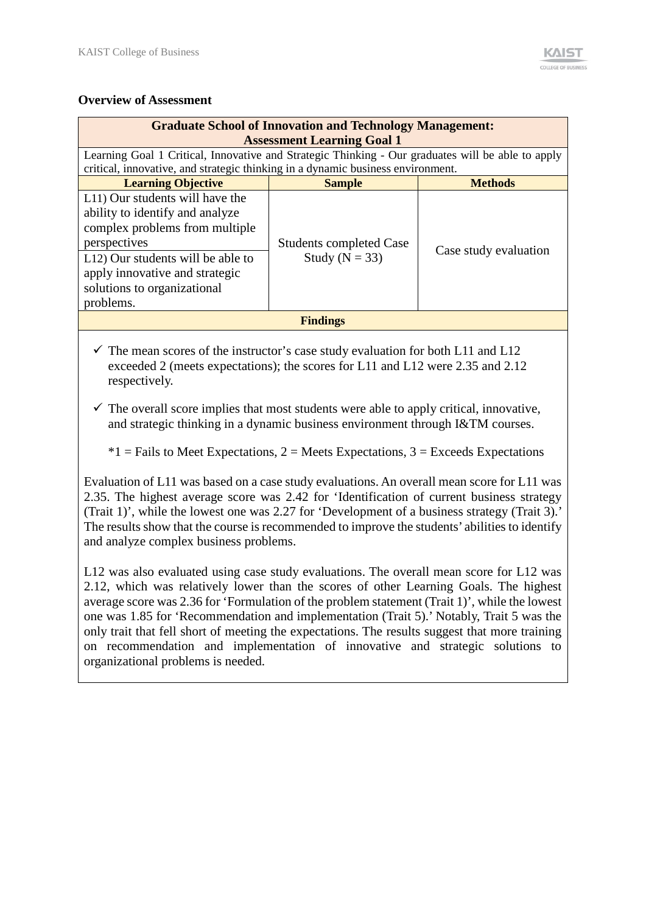**Overview of Assessment**

| Graduate School of Innovation and Technology Management: Assessment Learning Goal 1 | | |
|---|---|---|
| Learning Goal 1 Critical, Innovative and Strategic Thinking - Our graduates will be able to apply critical, innovative, and strategic thinking in a dynamic business environment. | | |
| **Learning Objective** | **Sample** | **Methods** |
| L11) Our students will have the ability to identify and analyze complex problems from multiple perspectives<br>L12) Our students will be able to apply innovative and strategic solutions to organizational problems. | Students completed Case Study (N = 33) | Case study evaluation |

**Findings**

- ✓ The mean scores of the instructor's case study evaluation for both L11 and L12 exceeded 2 (meets expectations); the scores for L11 and L12 were 2.35 and 2.12 respectively.
- ✓ The overall score implies that most students were able to apply critical, innovative, and strategic thinking in a dynamic business environment through I&TM courses.

  *1 = Fails to Meet Expectations, 2 = Meets Expectations, 3 = Exceeds Expectations

Evaluation of L11 was based on a case study evaluations. An overall mean score for L11 was 2.35. The highest average score was 2.42 for 'Identification of current business strategy (Trait 1)', while the lowest one was 2.27 for 'Development of a business strategy (Trait 3).' The results show that the course is recommended to improve the students' abilities to identify and analyze complex business problems.

L12 was also evaluated using case study evaluations. The overall mean score for L12 was 2.12, which was relatively lower than the scores of other Learning Goals. The highest average score was 2.36 for 'Formulation of the problem statement (Trait 1)', while the lowest one was 1.85 for 'Recommendation and implementation (Trait 5).' Notably, Trait 5 was the only trait that fell short of meeting the expectations. The results suggest that more training on recommendation and implementation of innovative and strategic solutions to organizational problems is needed.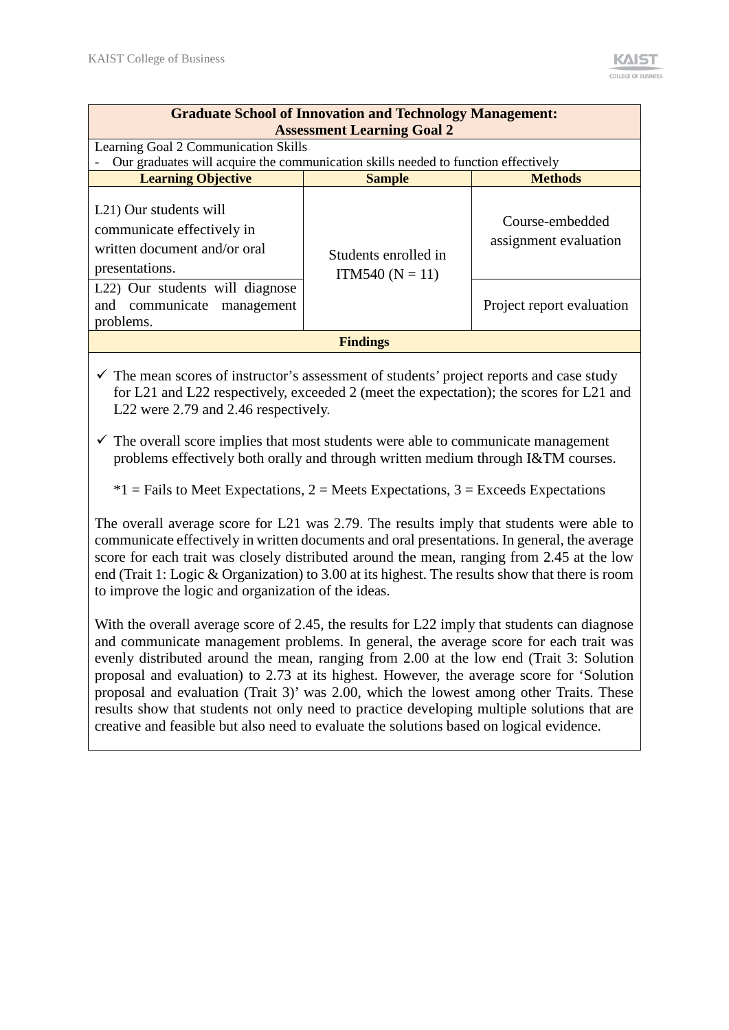| Graduate School of Innovation and Technology Management: Assessment Learning Goal 2 | | |
|---|---|---|
| Learning Goal 2 Communication Skills<br>- Our graduates will acquire the communication skills needed to function effectively | | |
| **Learning Objective** | **Sample** | **Methods** |
| L21) Our students will communicate effectively in written document and/or oral presentations. | Students enrolled in ITM540 (N = 11) | Course-embedded assignment evaluation |
| L22) Our students will diagnose and communicate management problems. | | Project report evaluation |
| **Findings** | | |

- ✓ The mean scores of instructor's assessment of students' project reports and case study for L21 and L22 respectively, exceeded 2 (meet the expectation); the scores for L21 and L22 were 2.79 and 2.46 respectively.
- ✓ The overall score implies that most students were able to communicate management problems effectively both orally and through written medium through I&TM courses.

  *1 = Fails to Meet Expectations, 2 = Meets Expectations, 3 = Exceeds Expectations

The overall average score for L21 was 2.79. The results imply that students were able to communicate effectively in written documents and oral presentations. In general, the average score for each trait was closely distributed around the mean, ranging from 2.45 at the low end (Trait 1: Logic & Organization) to 3.00 at its highest. The results show that there is room to improve the logic and organization of the ideas.

With the overall average score of 2.45, the results for L22 imply that students can diagnose and communicate management problems. In general, the average score for each trait was evenly distributed around the mean, ranging from 2.00 at the low end (Trait 3: Solution proposal and evaluation) to 2.73 at its highest. However, the average score for 'Solution proposal and evaluation (Trait 3)' was 2.00, which the lowest among other Traits. These results show that students not only need to practice developing multiple solutions that are creative and feasible but also need to evaluate the solutions based on logical evidence.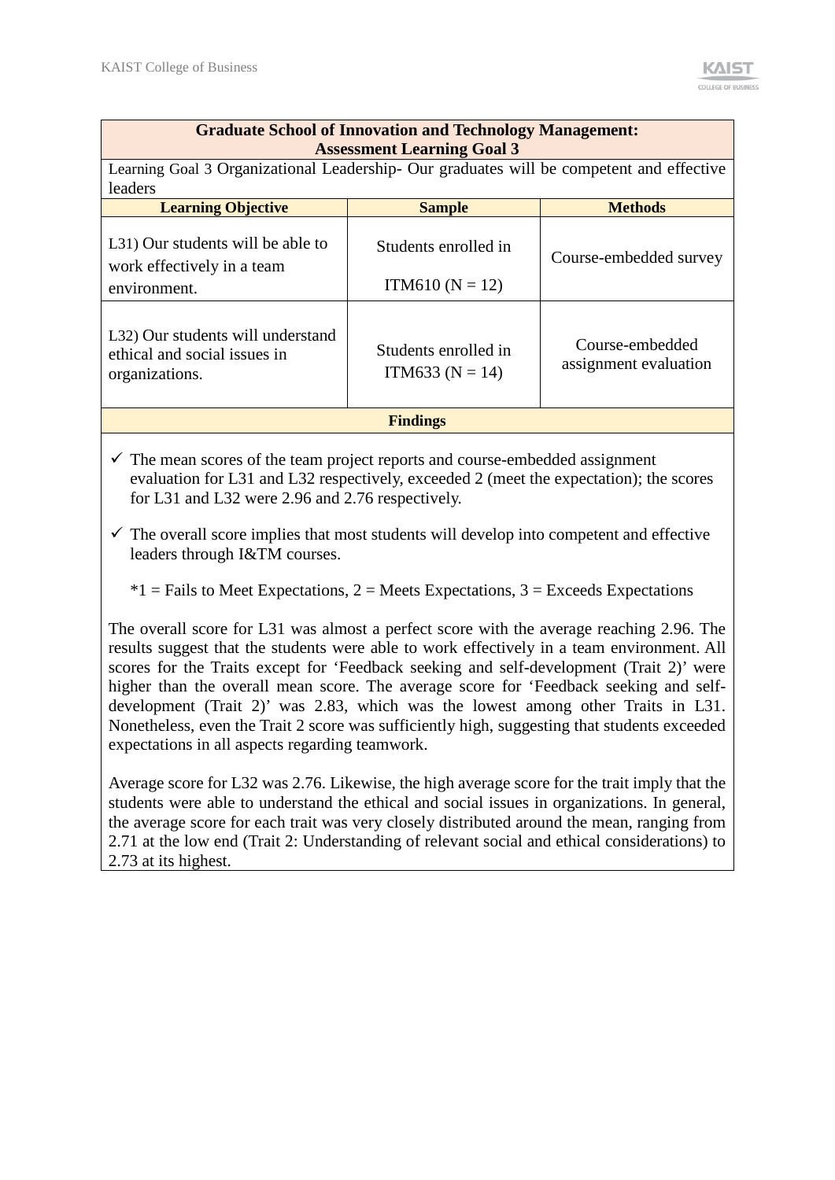| Graduate School of Innovation and Technology Management: Assessment Learning Goal 3 | | |
|---|---|---|
| Learning Goal 3 Organizational Leadership- Our graduates will be competent and effective leaders | | |
| **Learning Objective** | **Sample** | **Methods** |
| L31) Our students will be able to work effectively in a team environment. | Students enrolled in ITM610 (N = 12) | Course-embedded survey |
| L32) Our students will understand ethical and social issues in organizations. | Students enrolled in ITM633 (N = 14) | Course-embedded assignment evaluation |

**Findings**

- ✓ The mean scores of the team project reports and course-embedded assignment evaluation for L31 and L32 respectively, exceeded 2 (meet the expectation); the scores for L31 and L32 were 2.96 and 2.76 respectively.
- ✓ The overall score implies that most students will develop into competent and effective leaders through I&TM courses.

*1 = Fails to Meet Expectations, 2 = Meets Expectations, 3 = Exceeds Expectations

The overall score for L31 was almost a perfect score with the average reaching 2.96. The results suggest that the students were able to work effectively in a team environment. All scores for the Traits except for 'Feedback seeking and self-development (Trait 2)' were higher than the overall mean score. The average score for 'Feedback seeking and self-development (Trait 2)' was 2.83, which was the lowest among other Traits in L31. Nonetheless, even the Trait 2 score was sufficiently high, suggesting that students exceeded expectations in all aspects regarding teamwork.

Average score for L32 was 2.76. Likewise, the high average score for the trait imply that the students were able to understand the ethical and social issues in organizations. In general, the average score for each trait was very closely distributed around the mean, ranging from 2.71 at the low end (Trait 2: Understanding of relevant social and ethical considerations) to 2.73 at its highest.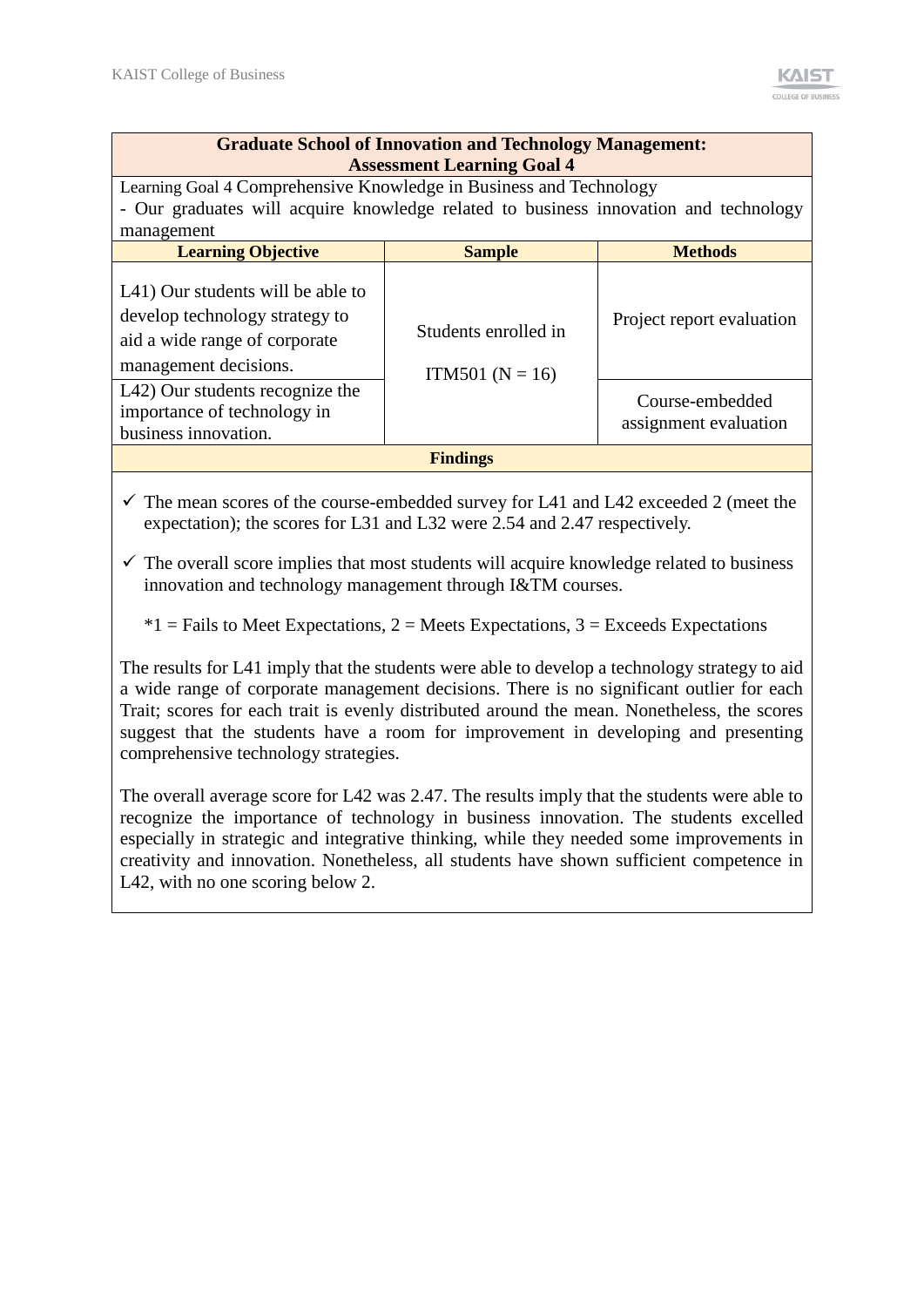| Graduate School of Innovation and Technology Management: Assessment Learning Goal 4 | | |
|---|---|---|
| Learning Goal 4 Comprehensive Knowledge in Business and Technology<br>- Our graduates will acquire knowledge related to business innovation and technology management | | |
| **Learning Objective** | **Sample** | **Methods** |
| L41) Our students will be able to develop technology strategy to aid a wide range of corporate management decisions. | Students enrolled in ITM501 (N = 16) | Project report evaluation |
| L42) Our students recognize the importance of technology in business innovation. | | Course-embedded assignment evaluation |

**Findings**

- ✓ The mean scores of the course-embedded survey for L41 and L42 exceeded 2 (meet the expectation); the scores for L31 and L32 were 2.54 and 2.47 respectively.
- ✓ The overall score implies that most students will acquire knowledge related to business innovation and technology management through I&TM courses.

  *1 = Fails to Meet Expectations, 2 = Meets Expectations, 3 = Exceeds Expectations

The results for L41 imply that the students were able to develop a technology strategy to aid a wide range of corporate management decisions. There is no significant outlier for each Trait; scores for each trait is evenly distributed around the mean. Nonetheless, the scores suggest that the students have a room for improvement in developing and presenting comprehensive technology strategies.

The overall average score for L42 was 2.47. The results imply that the students were able to recognize the importance of technology in business innovation. The students excelled especially in strategic and integrative thinking, while they needed some improvements in creativity and innovation. Nonetheless, all students have shown sufficient competence in L42, with no one scoring below 2.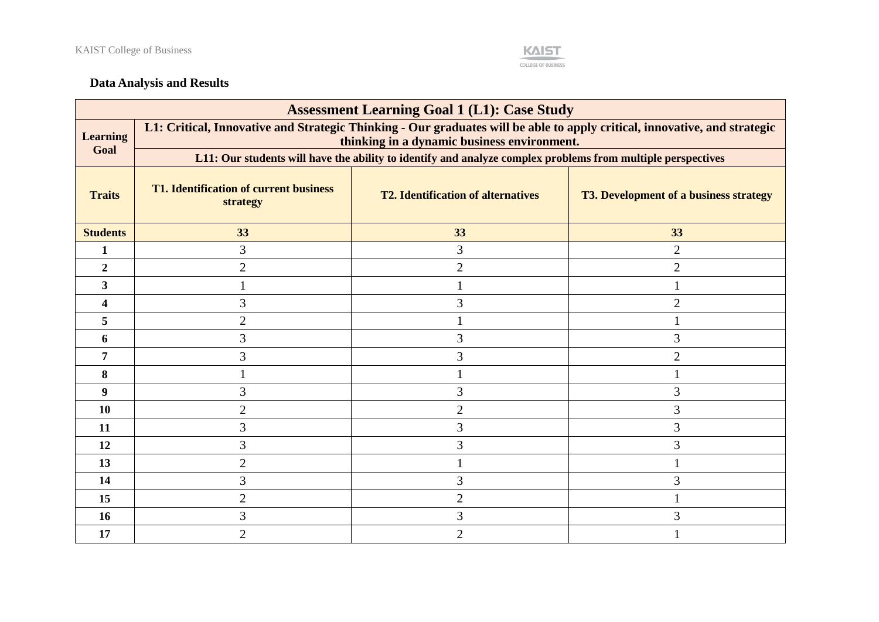**Data Analysis and Results**

| Assessment Learning Goal 1 (L1): Case Study | | | |
|---|---|---|---|
| **Learning Goal** | **L1: Critical, Innovative and Strategic Thinking - Our graduates will be able to apply critical, innovative, and strategic thinking in a dynamic business environment.** | | |
| | **L11: Our students will have the ability to identify and analyze complex problems from multiple perspectives** | | |
| **Traits** | **T1. Identification of current business strategy** | **T2. Identification of alternatives** | **T3. Development of a business strategy** |
| **Students** | **33** | **33** | **33** |
| **1** | 3 | 3 | 2 |
| **2** | 2 | 2 | 2 |
| **3** | 1 | 1 | 1 |
| **4** | 3 | 3 | 2 |
| **5** | 2 | 1 | 1 |
| **6** | 3 | 3 | 3 |
| **7** | 3 | 3 | 2 |
| **8** | 1 | 1 | 1 |
| **9** | 3 | 3 | 3 |
| **10** | 2 | 2 | 3 |
| **11** | 3 | 3 | 3 |
| **12** | 3 | 3 | 3 |
| **13** | 2 | 1 | 1 |
| **14** | 3 | 3 | 3 |
| **15** | 2 | 2 | 1 |
| **16** | 3 | 3 | 3 |
| **17** | 2 | 2 | 1 |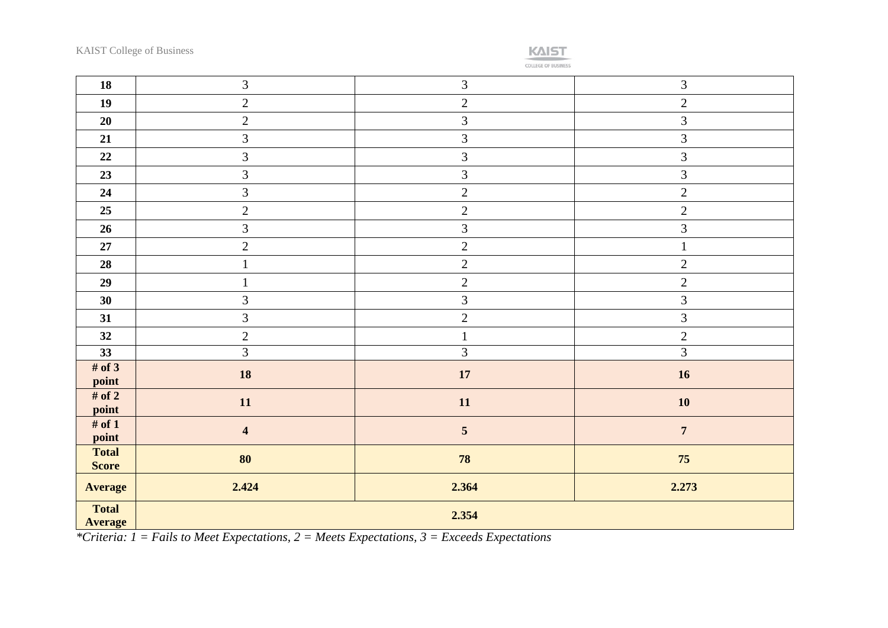| | | | |
|---|---|---|---|
| **18** | 3 | 3 | 3 |
| **19** | 2 | 2 | 2 |
| **20** | 2 | 3 | 3 |
| **21** | 3 | 3 | 3 |
| **22** | 3 | 3 | 3 |
| **23** | 3 | 3 | 3 |
| **24** | 3 | 2 | 2 |
| **25** | 2 | 2 | 2 |
| **26** | 3 | 3 | 3 |
| **27** | 2 | 2 | 1 |
| **28** | 1 | 2 | 2 |
| **29** | 1 | 2 | 2 |
| **30** | 3 | 3 | 3 |
| **31** | 3 | 2 | 3 |
| **32** | 2 | 1 | 2 |
| **33** | 3 | 3 | 3 |
| **# of 3 point** | **18** | **17** | **16** |
| **# of 2 point** | **11** | **11** | **10** |
| **# of 1 point** | **4** | **5** | **7** |
| **Total Score** | **80** | **78** | **75** |
| **Average** | **2.424** | **2.364** | **2.273** |
| **Total Average** | **2.354** | | |

*\*Criteria: 1 = Fails to Meet Expectations, 2 = Meets Expectations, 3 = Exceeds Expectations*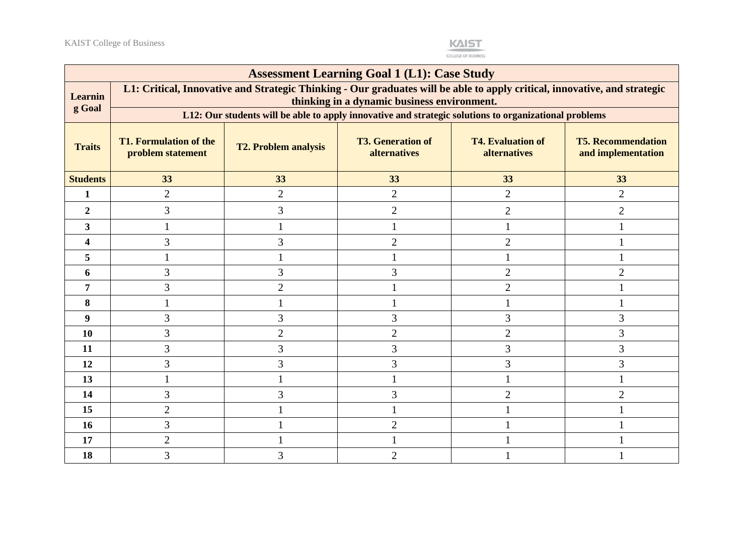| Assessment Learning Goal 1 (L1): Case Study | | | | | |
|---|---|---|---|---|---|
| **Learning Goal** | **L1: Critical, Innovative and Strategic Thinking - Our graduates will be able to apply critical, innovative, and strategic thinking in a dynamic business environment.** | | | | |
| | **L12: Our students will be able to apply innovative and strategic solutions to organizational problems** | | | | |
| **Traits** | **T1. Formulation of the problem statement** | **T2. Problem analysis** | **T3. Generation of alternatives** | **T4. Evaluation of alternatives** | **T5. Recommendation and implementation** |
| **Students** | **33** | **33** | **33** | **33** | **33** |
| **1** | 2 | 2 | 2 | 2 | 2 |
| **2** | 3 | 3 | 2 | 2 | 2 |
| **3** | 1 | 1 | 1 | 1 | 1 |
| **4** | 3 | 3 | 2 | 2 | 1 |
| **5** | 1 | 1 | 1 | 1 | 1 |
| **6** | 3 | 3 | 3 | 2 | 2 |
| **7** | 3 | 2 | 1 | 2 | 1 |
| **8** | 1 | 1 | 1 | 1 | 1 |
| **9** | 3 | 3 | 3 | 3 | 3 |
| **10** | 3 | 2 | 2 | 2 | 3 |
| **11** | 3 | 3 | 3 | 3 | 3 |
| **12** | 3 | 3 | 3 | 3 | 3 |
| **13** | 1 | 1 | 1 | 1 | 1 |
| **14** | 3 | 3 | 3 | 2 | 2 |
| **15** | 2 | 1 | 1 | 1 | 1 |
| **16** | 3 | 1 | 2 | 1 | 1 |
| **17** | 2 | 1 | 1 | 1 | 1 |
| **18** | 3 | 3 | 2 | 1 | 1 |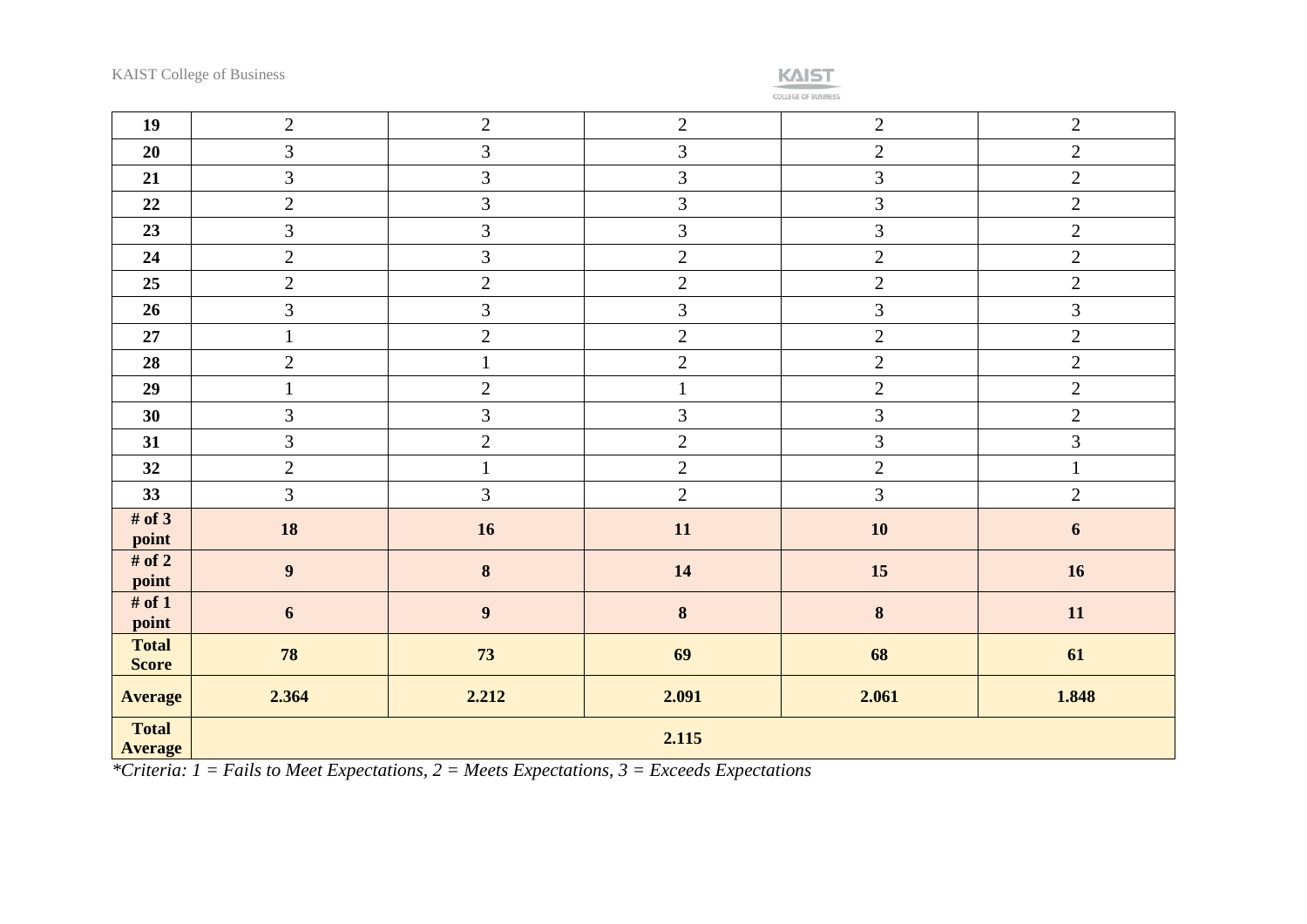| | | | | | |
|---|---|---|---|---|---|
| **19** | 2 | 2 | 2 | 2 | 2 |
| **20** | 3 | 3 | 3 | 2 | 2 |
| **21** | 3 | 3 | 3 | 3 | 2 |
| **22** | 2 | 3 | 3 | 3 | 2 |
| **23** | 3 | 3 | 3 | 3 | 2 |
| **24** | 2 | 3 | 2 | 2 | 2 |
| **25** | 2 | 2 | 2 | 2 | 2 |
| **26** | 3 | 3 | 3 | 3 | 3 |
| **27** | 1 | 2 | 2 | 2 | 2 |
| **28** | 2 | 1 | 2 | 2 | 2 |
| **29** | 1 | 2 | 1 | 2 | 2 |
| **30** | 3 | 3 | 3 | 3 | 2 |
| **31** | 3 | 2 | 2 | 3 | 3 |
| **32** | 2 | 1 | 2 | 2 | 1 |
| **33** | 3 | 3 | 2 | 3 | 2 |
| **# of 3 point** | **18** | **16** | **11** | **10** | **6** |
| **# of 2 point** | **9** | **8** | **14** | **15** | **16** |
| **# of 1 point** | **6** | **9** | **8** | **8** | **11** |
| **Total Score** | **78** | **73** | **69** | **68** | **61** |
| **Average** | **2.364** | **2.212** | **2.091** | **2.061** | **1.848** |
| **Total Average** | **2.115** | | | | |

*\*Criteria: 1 = Fails to Meet Expectations, 2 = Meets Expectations, 3 = Exceeds Expectations*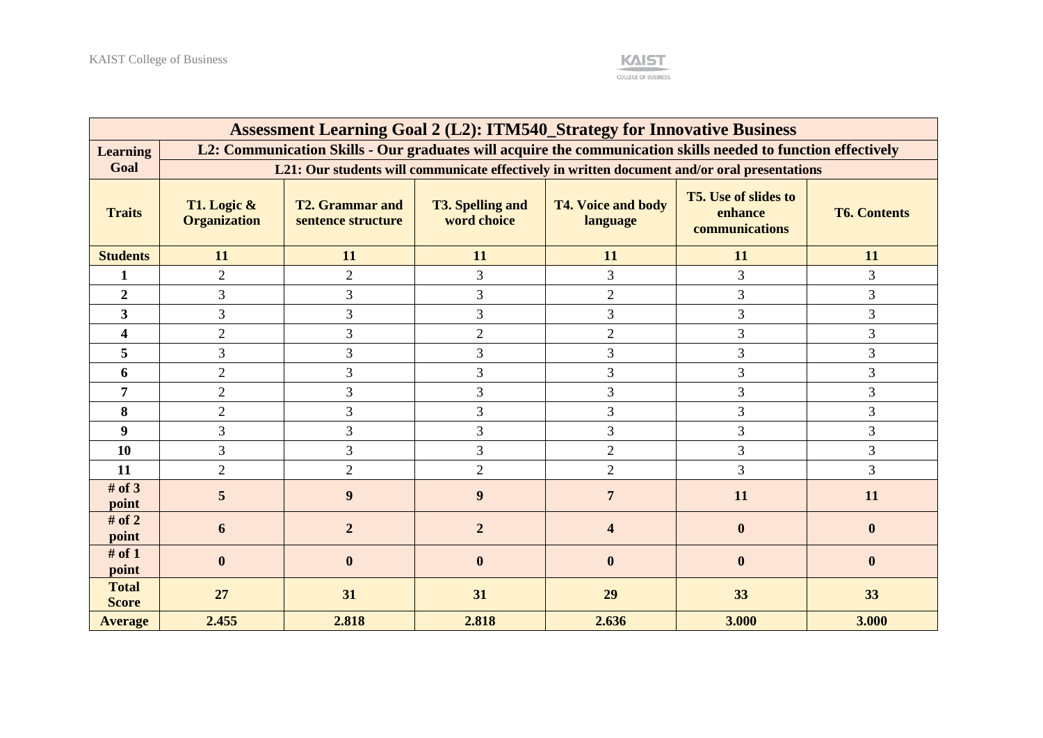| Assessment Learning Goal 2 (L2): ITM540_Strategy for Innovative Business | | | | | | |
|---|---|---|---|---|---|---|
| **Learning Goal** | **L2: Communication Skills - Our graduates will acquire the communication skills needed to function effectively** | | | | | |
| | **L21: Our students will communicate effectively in written document and/or oral presentations** | | | | | |
| **Traits** | **T1. Logic & Organization** | **T2. Grammar and sentence structure** | **T3. Spelling and word choice** | **T4. Voice and body language** | **T5. Use of slides to enhance communications** | **T6. Contents** |
| **Students** | **11** | **11** | **11** | **11** | **11** | **11** |
| **1** | 2 | 2 | 3 | 3 | 3 | 3 |
| **2** | 3 | 3 | 3 | 2 | 3 | 3 |
| **3** | 3 | 3 | 3 | 3 | 3 | 3 |
| **4** | 2 | 3 | 2 | 2 | 3 | 3 |
| **5** | 3 | 3 | 3 | 3 | 3 | 3 |
| **6** | 2 | 3 | 3 | 3 | 3 | 3 |
| **7** | 2 | 3 | 3 | 3 | 3 | 3 |
| **8** | 2 | 3 | 3 | 3 | 3 | 3 |
| **9** | 3 | 3 | 3 | 3 | 3 | 3 |
| **10** | 3 | 3 | 3 | 2 | 3 | 3 |
| **11** | 2 | 2 | 2 | 2 | 3 | 3 |
| **# of 3 point** | **5** | **9** | **9** | **7** | **11** | **11** |
| **# of 2 point** | **6** | **2** | **2** | **4** | **0** | **0** |
| **# of 1 point** | **0** | **0** | **0** | **0** | **0** | **0** |
| **Total Score** | **27** | **31** | **31** | **29** | **33** | **33** |
| **Average** | **2.455** | **2.818** | **2.818** | **2.636** | **3.000** | **3.000** |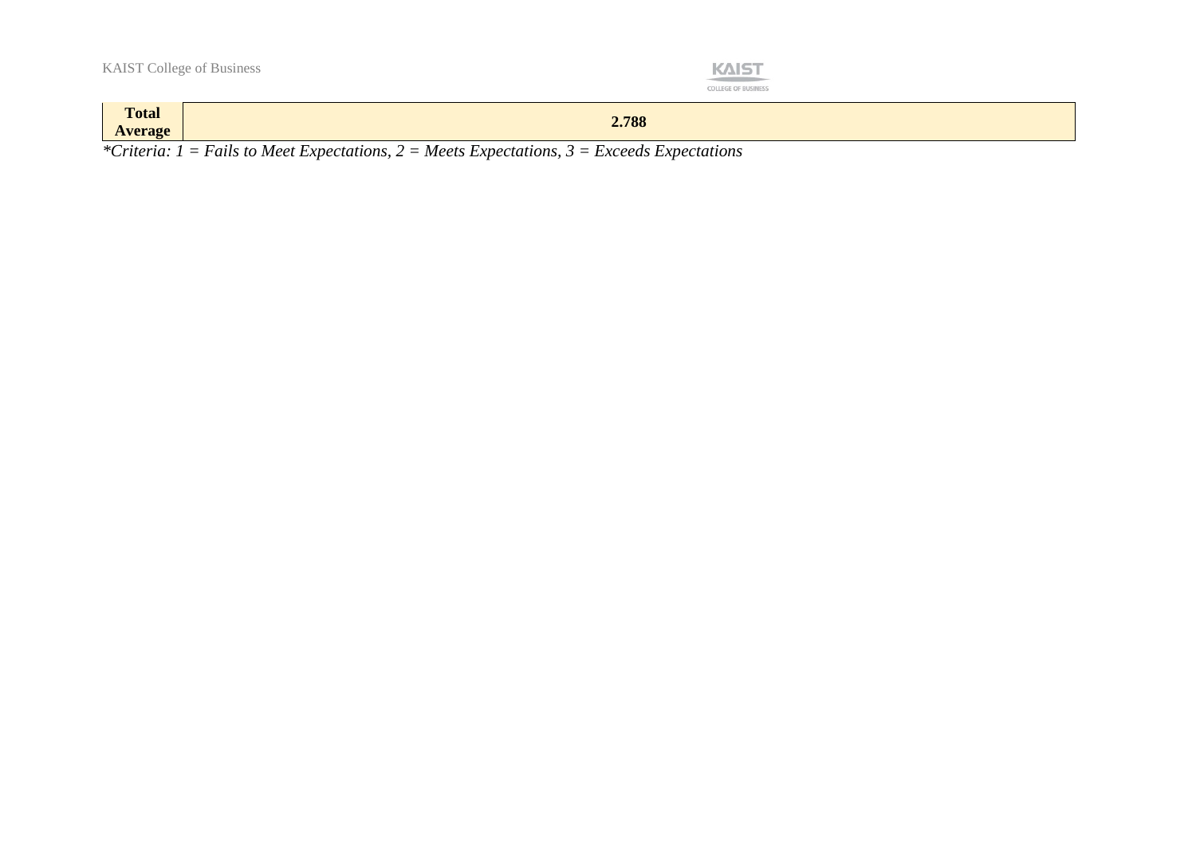| **Total Average** | **2.788** |
| --- | --- |

**Criteria: 1 = Fails to Meet Expectations, 2 = Meets Expectations, 3 = Exceeds Expectations*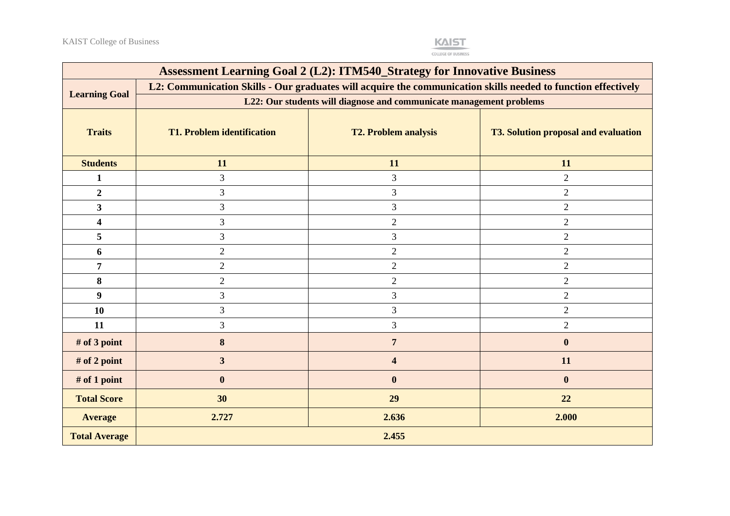| Assessment Learning Goal 2 (L2): ITM540_Strategy for Innovative Business | | | |
|---|---|---|---|
| **Learning Goal** | **L2: Communication Skills - Our graduates will acquire the communication skills needed to function effectively** | | |
| | **L22: Our students will diagnose and communicate management problems** | | |
| **Traits** | **T1. Problem identification** | **T2. Problem analysis** | **T3. Solution proposal and evaluation** |
| **Students** | **11** | **11** | **11** |
| **1** | 3 | 3 | 2 |
| **2** | 3 | 3 | 2 |
| **3** | 3 | 3 | 2 |
| **4** | 3 | 2 | 2 |
| **5** | 3 | 3 | 2 |
| **6** | 2 | 2 | 2 |
| **7** | 2 | 2 | 2 |
| **8** | 2 | 2 | 2 |
| **9** | 3 | 3 | 2 |
| **10** | 3 | 3 | 2 |
| **11** | 3 | 3 | 2 |
| **# of 3 point** | **8** | **7** | **0** |
| **# of 2 point** | **3** | **4** | **11** |
| **# of 1 point** | **0** | **0** | **0** |
| **Total Score** | **30** | **29** | **22** |
| **Average** | **2.727** | **2.636** | **2.000** |
| **Total Average** | **2.455** | | |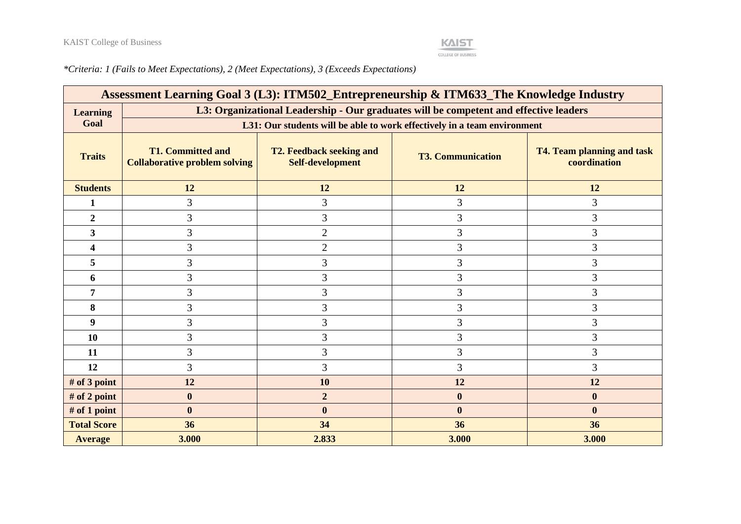*Criteria: 1 (Fails to Meet Expectations), 2 (Meet Expectations), 3 (Exceeds Expectations)

| Assessment Learning Goal 3 (L3): ITM502_Entrepreneurship & ITM633_The Knowledge Industry | | | | |
|---|---|---|---|---|
| **Learning Goal** | **L3: Organizational Leadership - Our graduates will be competent and effective leaders** | | | |
| | **L31: Our students will be able to work effectively in a team environment** | | | |
| **Traits** | **T1. Committed and Collaborative problem solving** | **T2. Feedback seeking and Self-development** | **T3. Communication** | **T4. Team planning and task coordination** |
| **Students** | **12** | **12** | **12** | **12** |
| **1** | 3 | 3 | 3 | 3 |
| **2** | 3 | 3 | 3 | 3 |
| **3** | 3 | 2 | 3 | 3 |
| **4** | 3 | 2 | 3 | 3 |
| **5** | 3 | 3 | 3 | 3 |
| **6** | 3 | 3 | 3 | 3 |
| **7** | 3 | 3 | 3 | 3 |
| **8** | 3 | 3 | 3 | 3 |
| **9** | 3 | 3 | 3 | 3 |
| **10** | 3 | 3 | 3 | 3 |
| **11** | 3 | 3 | 3 | 3 |
| **12** | 3 | 3 | 3 | 3 |
| **# of 3 point** | **12** | **10** | **12** | **12** |
| **# of 2 point** | **0** | **2** | **0** | **0** |
| **# of 1 point** | **0** | **0** | **0** | **0** |
| **Total Score** | **36** | **34** | **36** | **36** |
| **Average** | **3.000** | **2.833** | **3.000** | **3.000** |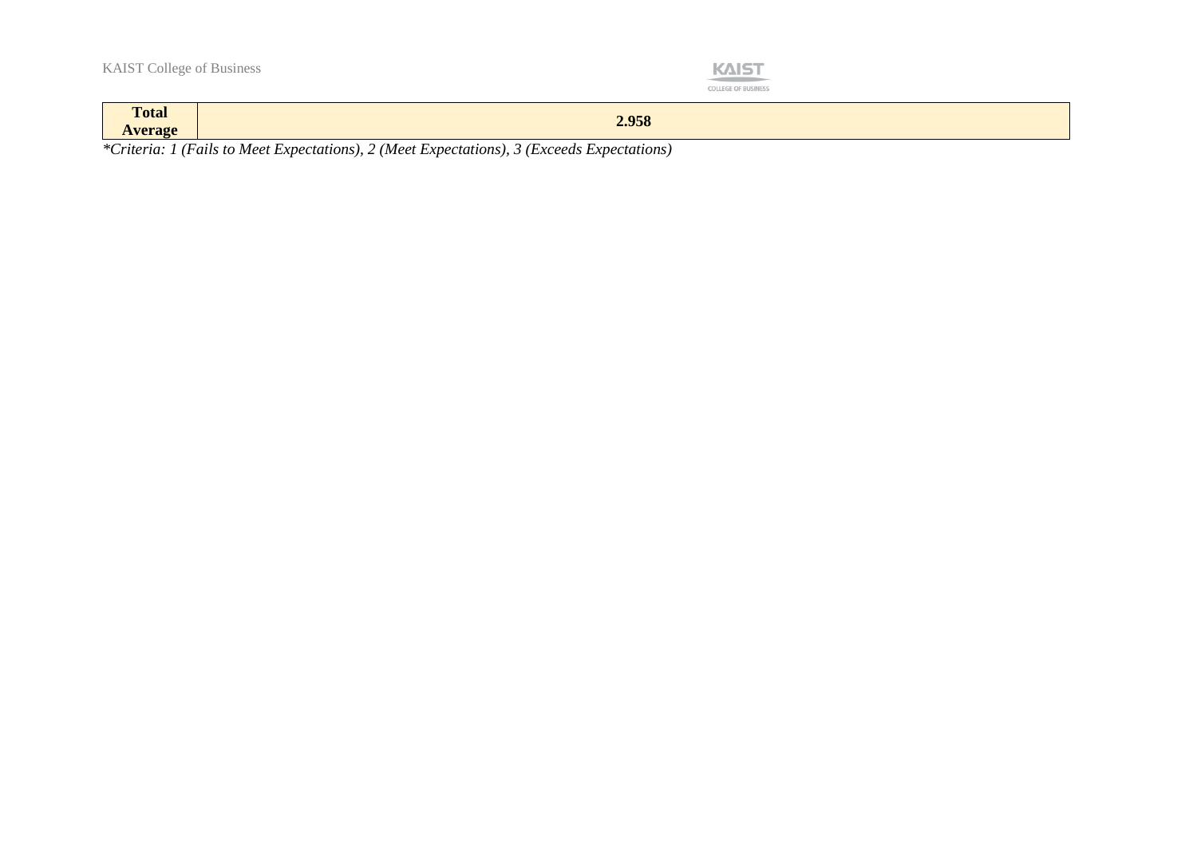| **Total Average** | **2.958** |
|---|---|

*\*Criteria: 1 (Fails to Meet Expectations), 2 (Meet Expectations), 3 (Exceeds Expectations)*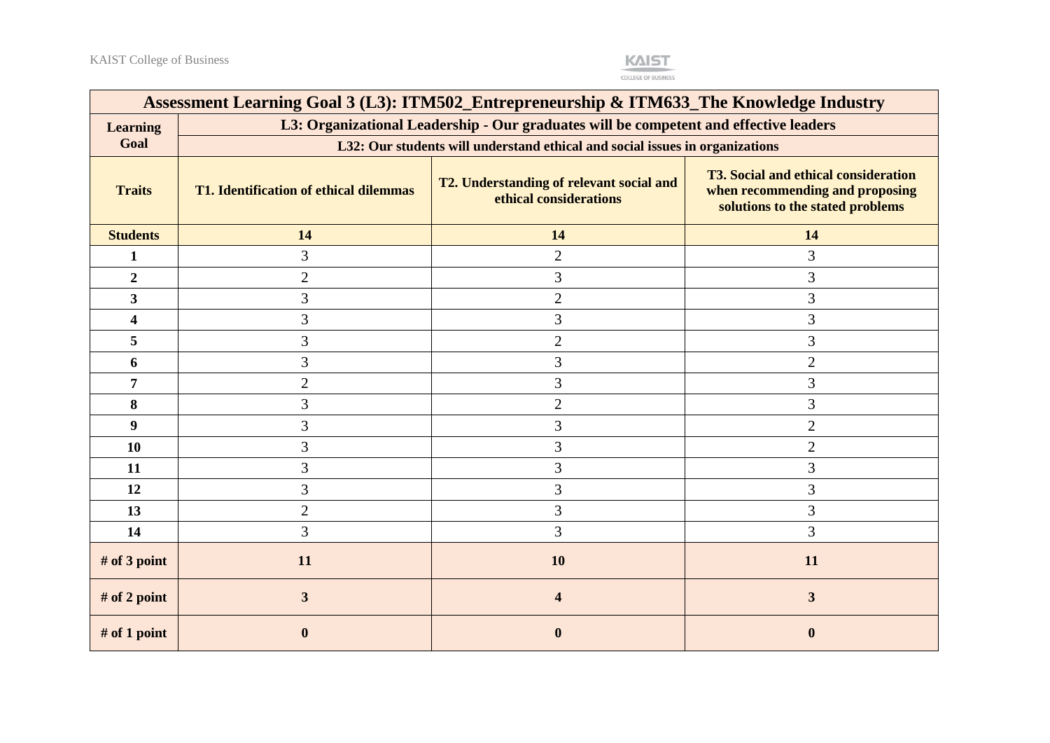| Assessment Learning Goal 3 (L3): ITM502_Entrepreneurship & ITM633_The Knowledge Industry | | | |
|---|---|---|---|
| **Learning Goal** | **L3: Organizational Leadership - Our graduates will be competent and effective leaders** | | |
| | **L32: Our students will understand ethical and social issues in organizations** | | |
| **Traits** | **T1. Identification of ethical dilemmas** | **T2. Understanding of relevant social and ethical considerations** | **T3. Social and ethical consideration when recommending and proposing solutions to the stated problems** |
| **Students** | **14** | **14** | **14** |
| **1** | 3 | 2 | 3 |
| **2** | 2 | 3 | 3 |
| **3** | 3 | 2 | 3 |
| **4** | 3 | 3 | 3 |
| **5** | 3 | 2 | 3 |
| **6** | 3 | 3 | 2 |
| **7** | 2 | 3 | 3 |
| **8** | 3 | 2 | 3 |
| **9** | 3 | 3 | 2 |
| **10** | 3 | 3 | 2 |
| **11** | 3 | 3 | 3 |
| **12** | 3 | 3 | 3 |
| **13** | 2 | 3 | 3 |
| **14** | 3 | 3 | 3 |
| **# of 3 point** | **11** | **10** | **11** |
| **# of 2 point** | **3** | **4** | **3** |
| **# of 1 point** | **0** | **0** | **0** |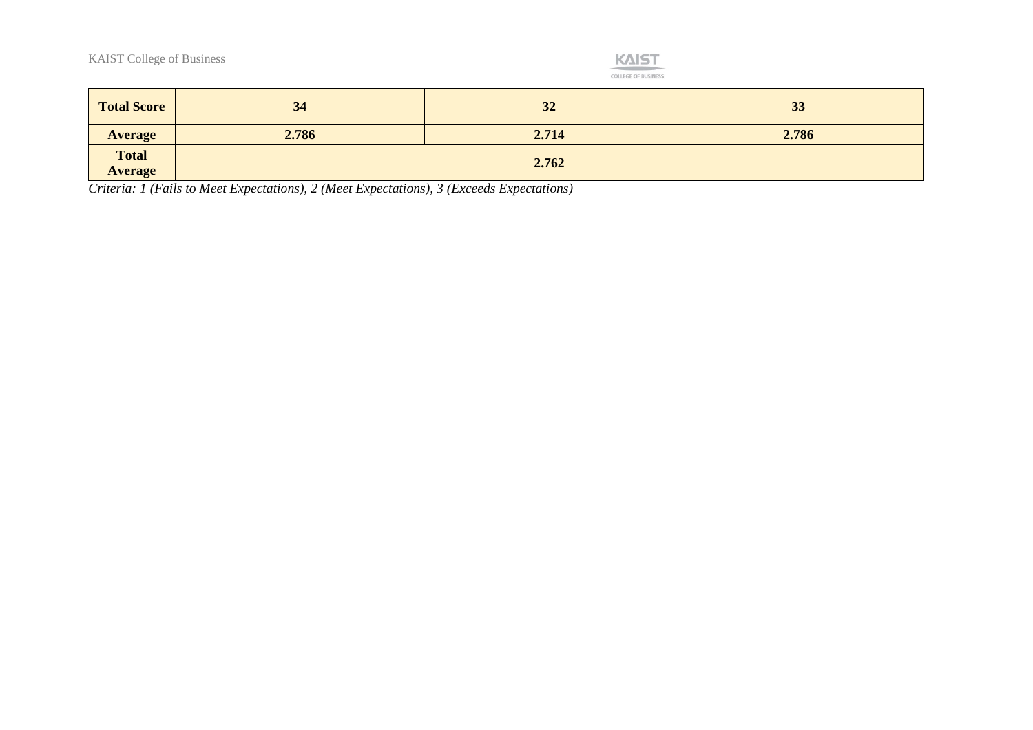| **Total Score** | **34** | **32** | **33** |
|---|---|---|---|
| **Average** | **2.786** | **2.714** | **2.786** |
| **Total Average** | **2.762** | | |

*Criteria: 1 (Fails to Meet Expectations), 2 (Meet Expectations), 3 (Exceeds Expectations)*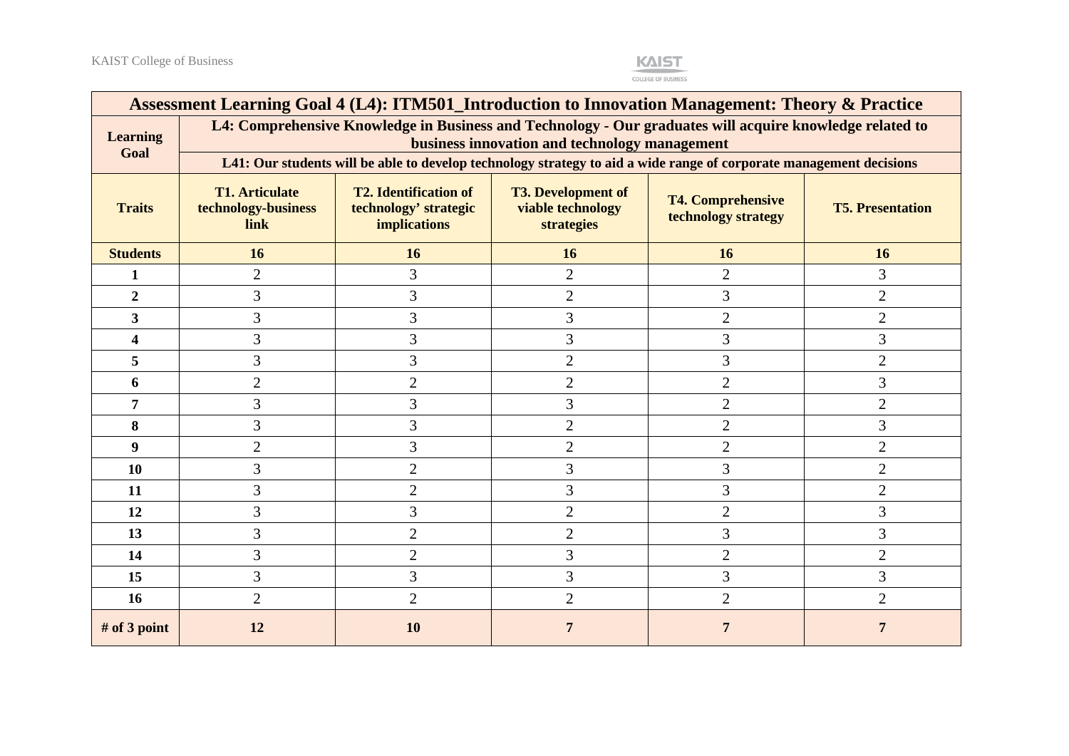| Assessment Learning Goal 4 (L4): ITM501_Introduction to Innovation Management: Theory & Practice | | | | | |
|---|---|---|---|---|---|
| **Learning Goal** | **L4: Comprehensive Knowledge in Business and Technology - Our graduates will acquire knowledge related to business innovation and technology management** | | | | |
| | **L41: Our students will be able to develop technology strategy to aid a wide range of corporate management decisions** | | | | |
| **Traits** | **T1. Articulate technology-business link** | **T2. Identification of technology' strategic implications** | **T3. Development of viable technology strategies** | **T4. Comprehensive technology strategy** | **T5. Presentation** |
| **Students** | **16** | **16** | **16** | **16** | **16** |
| **1** | 2 | 3 | 2 | 2 | 3 |
| **2** | 3 | 3 | 2 | 3 | 2 |
| **3** | 3 | 3 | 3 | 2 | 2 |
| **4** | 3 | 3 | 3 | 3 | 3 |
| **5** | 3 | 3 | 2 | 3 | 2 |
| **6** | 2 | 2 | 2 | 2 | 3 |
| **7** | 3 | 3 | 3 | 2 | 2 |
| **8** | 3 | 3 | 2 | 2 | 3 |
| **9** | 2 | 3 | 2 | 2 | 2 |
| **10** | 3 | 2 | 3 | 3 | 2 |
| **11** | 3 | 2 | 3 | 3 | 2 |
| **12** | 3 | 3 | 2 | 2 | 3 |
| **13** | 3 | 2 | 2 | 3 | 3 |
| **14** | 3 | 2 | 3 | 2 | 2 |
| **15** | 3 | 3 | 3 | 3 | 3 |
| **16** | 2 | 2 | 2 | 2 | 2 |
| **# of 3 point** | **12** | **10** | **7** | **7** | **7** |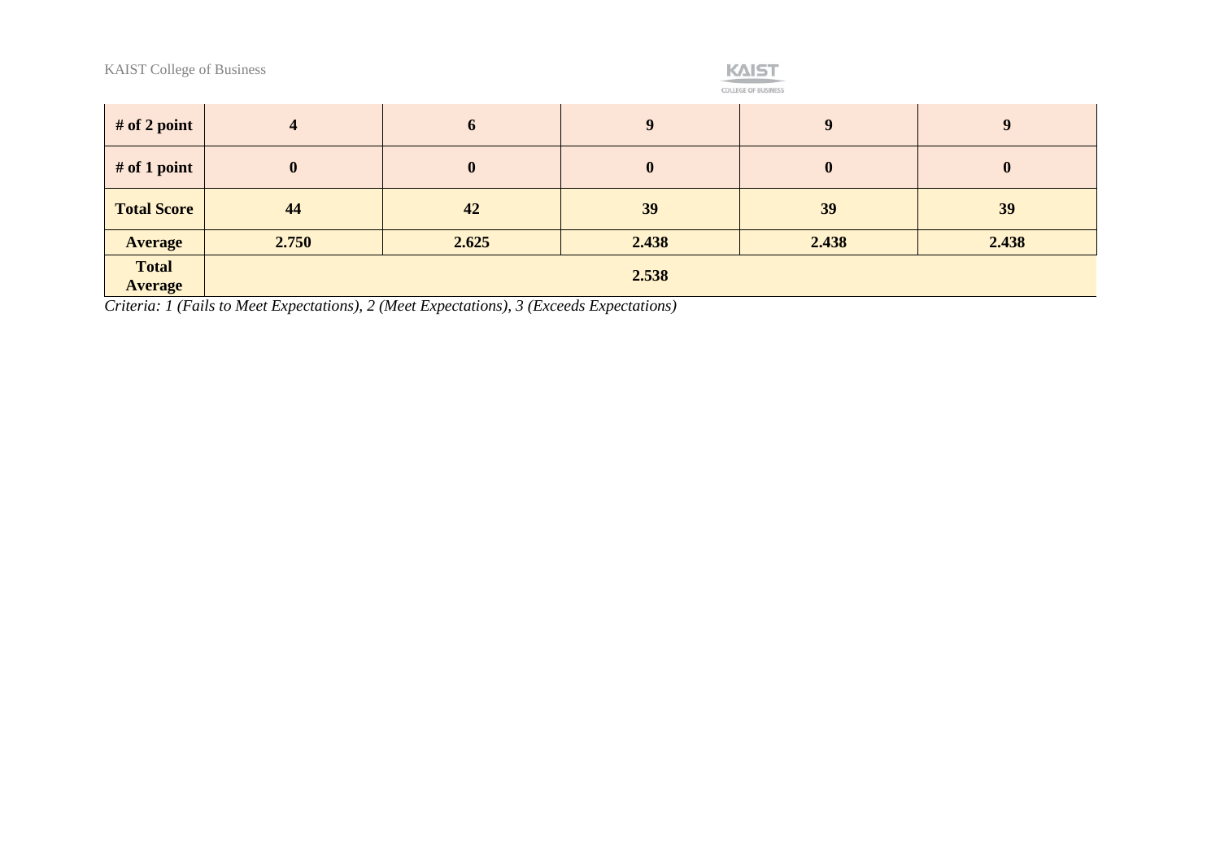| # of 2 point | 4 | 6 | 9 | 9 | 9 |
| --- | --- | --- | --- | --- | --- |
| # of 1 point | 0 | 0 | 0 | 0 | 0 |
| Total Score | 44 | 42 | 39 | 39 | 39 |
| Average | 2.750 | 2.625 | 2.438 | 2.438 | 2.438 |
| Total Average | 2.538 | | | | |

*Criteria: 1 (Fails to Meet Expectations), 2 (Meet Expectations), 3 (Exceeds Expectations)*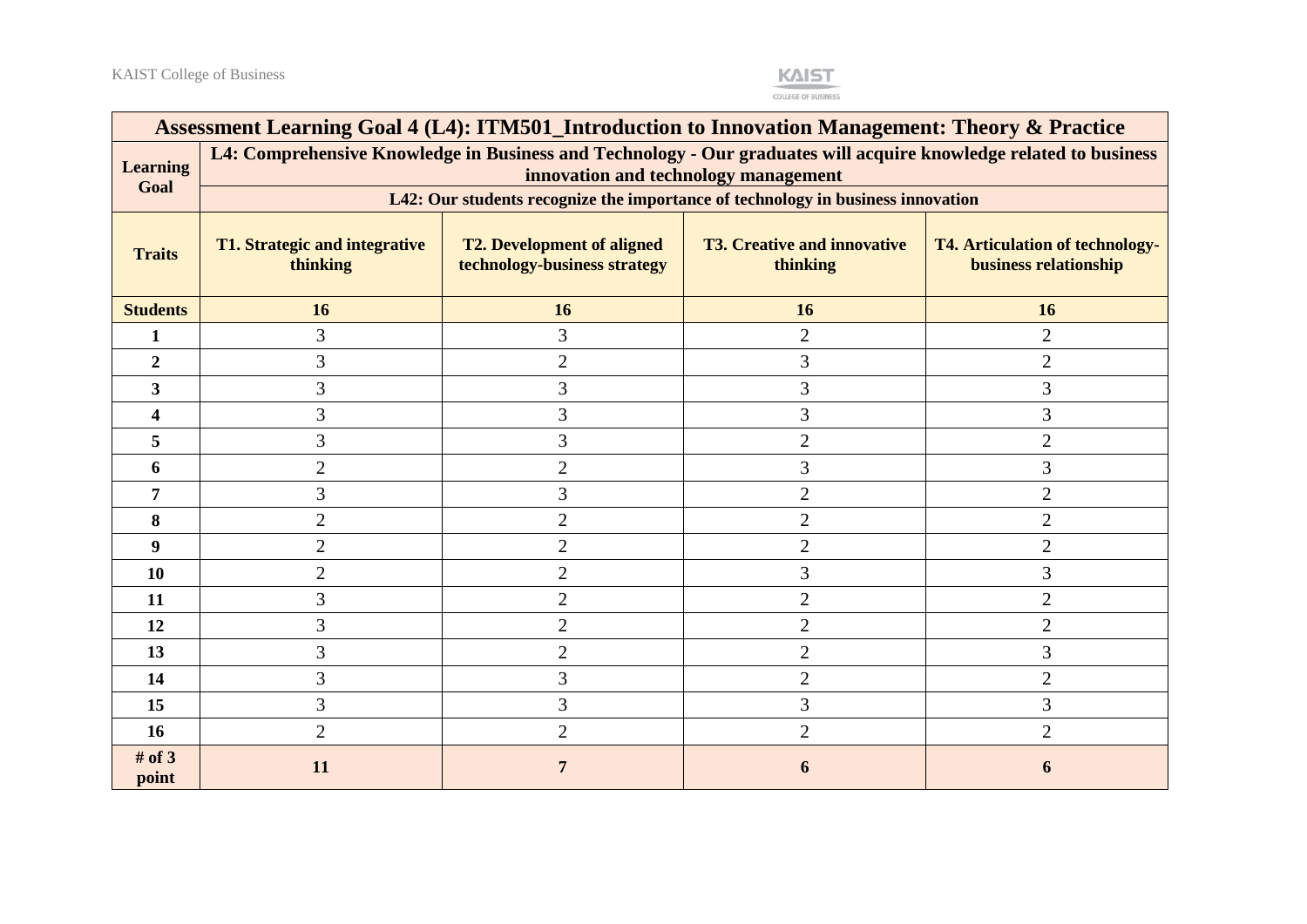| Assessment Learning Goal 4 (L4): ITM501_Introduction to Innovation Management: Theory & Practice | | | | |
|---|---|---|---|---|
| **Learning Goal** | **L4: Comprehensive Knowledge in Business and Technology - Our graduates will acquire knowledge related to business innovation and technology management** | | | |
| | **L42: Our students recognize the importance of technology in business innovation** | | | |
| **Traits** | **T1. Strategic and integrative thinking** | **T2. Development of aligned technology-business strategy** | **T3. Creative and innovative thinking** | **T4. Articulation of technology-business relationship** |
| **Students** | **16** | **16** | **16** | **16** |
| **1** | 3 | 3 | 2 | 2 |
| **2** | 3 | 2 | 3 | 2 |
| **3** | 3 | 3 | 3 | 3 |
| **4** | 3 | 3 | 3 | 3 |
| **5** | 3 | 3 | 2 | 2 |
| **6** | 2 | 2 | 3 | 3 |
| **7** | 3 | 3 | 2 | 2 |
| **8** | 2 | 2 | 2 | 2 |
| **9** | 2 | 2 | 2 | 2 |
| **10** | 2 | 2 | 3 | 3 |
| **11** | 3 | 2 | 2 | 2 |
| **12** | 3 | 2 | 2 | 2 |
| **13** | 3 | 2 | 2 | 3 |
| **14** | 3 | 3 | 2 | 2 |
| **15** | 3 | 3 | 3 | 3 |
| **16** | 2 | 2 | 2 | 2 |
| **# of 3 point** | **11** | **7** | **6** | **6** |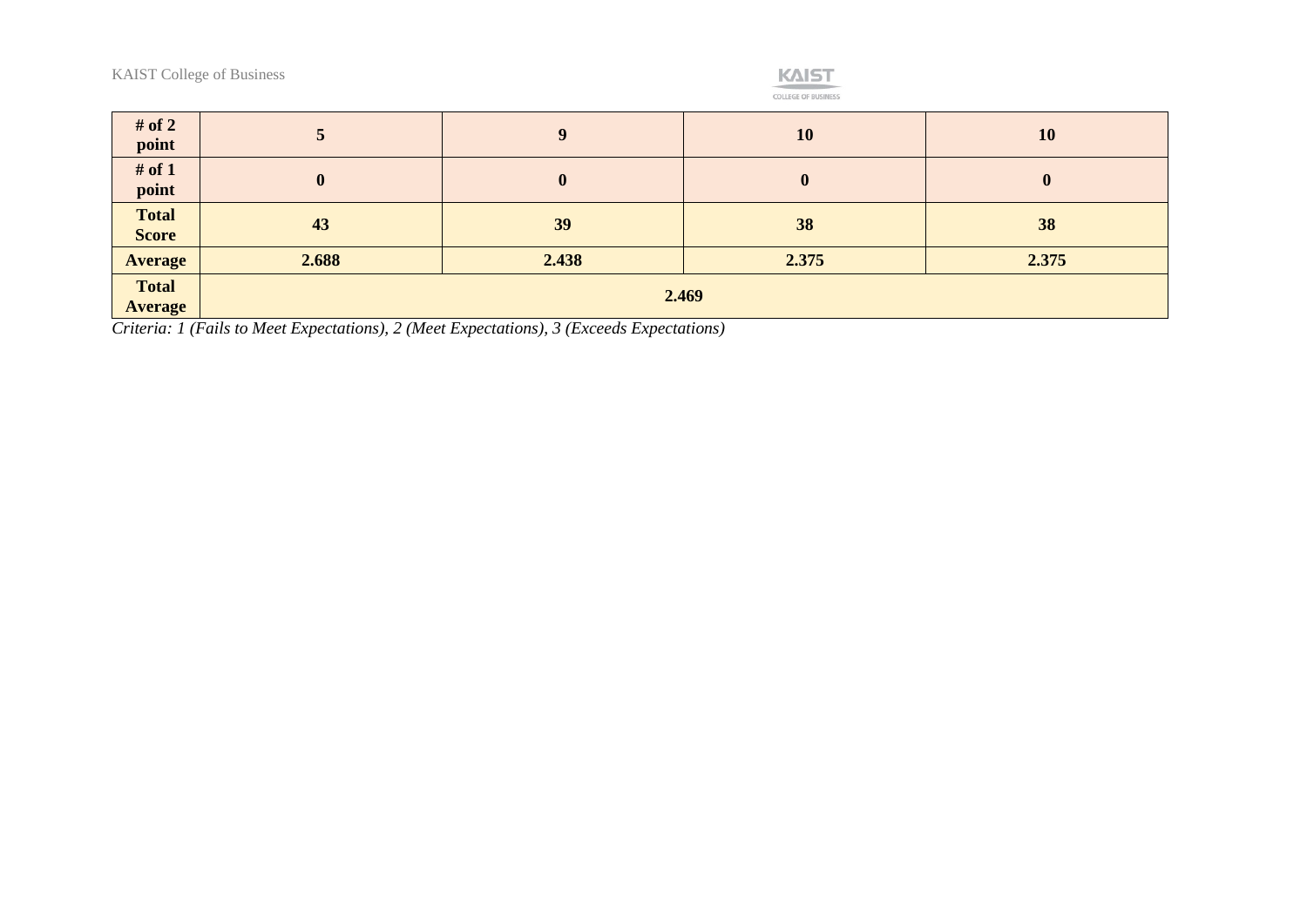| | | | | |
|---|---|---|---|---|
| **# of 2 point** | **5** | **9** | **10** | **10** |
| **# of 1 point** | **0** | **0** | **0** | **0** |
| **Total Score** | **43** | **39** | **38** | **38** |
| **Average** | **2.688** | **2.438** | **2.375** | **2.375** |
| **Total Average** | **2.469** | | | |

*Criteria: 1 (Fails to Meet Expectations), 2 (Meet Expectations), 3 (Exceeds Expectations)*